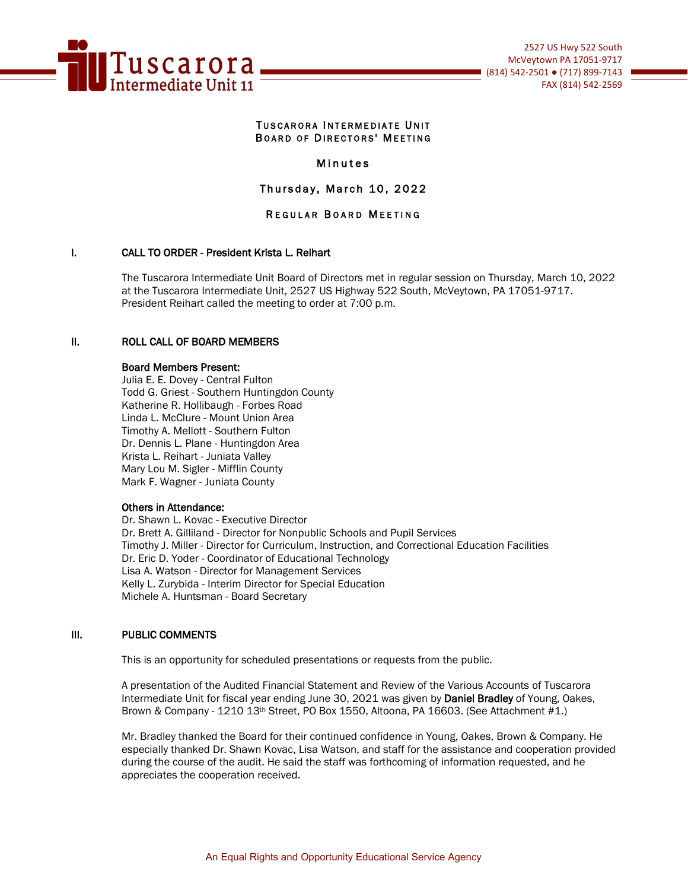Tuscarora Intermediate Unit 11

2527 US Hwy 522 South
McVeytown PA 17051-9717
(814) 542-2501 ● (717) 899-7143
FAX (814) 542-2569

# TUSCARORA INTERMEDIATE UNIT BOARD OF DIRECTORS' MEETING

## Minutes

## Thursday, March 10, 2022

## REGULAR BOARD MEETING

### I. CALL TO ORDER - President Krista L. Reihart

The Tuscarora Intermediate Unit Board of Directors met in regular session on Thursday, March 10, 2022 at the Tuscarora Intermediate Unit, 2527 US Highway 522 South, McVeytown, PA 17051-9717. President Reihart called the meeting to order at 7:00 p.m.

### II. ROLL CALL OF BOARD MEMBERS

**Board Members Present:**

Julia E. E. Dovey - Central Fulton
Todd G. Griest - Southern Huntingdon County
Katherine R. Hollibaugh - Forbes Road
Linda L. McClure - Mount Union Area
Timothy A. Mellott - Southern Fulton
Dr. Dennis L. Plane - Huntingdon Area
Krista L. Reihart - Juniata Valley
Mary Lou M. Sigler - Mifflin County
Mark F. Wagner - Juniata County

**Others in Attendance:**

Dr. Shawn L. Kovac - Executive Director
Dr. Brett A. Gilliland - Director for Nonpublic Schools and Pupil Services
Timothy J. Miller - Director for Curriculum, Instruction, and Correctional Education Facilities
Dr. Eric D. Yoder - Coordinator of Educational Technology
Lisa A. Watson - Director for Management Services
Kelly L. Zurybida - Interim Director for Special Education
Michele A. Huntsman - Board Secretary

### III. PUBLIC COMMENTS

This is an opportunity for scheduled presentations or requests from the public.

A presentation of the Audited Financial Statement and Review of the Various Accounts of Tuscarora Intermediate Unit for fiscal year ending June 30, 2021 was given by **Daniel Bradley** of Young, Oakes, Brown & Company - 1210 13th Street, PO Box 1550, Altoona, PA 16603. (See Attachment #1.)

Mr. Bradley thanked the Board for their continued confidence in Young, Oakes, Brown & Company. He especially thanked Dr. Shawn Kovac, Lisa Watson, and staff for the assistance and cooperation provided during the course of the audit. He said the staff was forthcoming of information requested, and he appreciates the cooperation received.

An Equal Rights and Opportunity Educational Service Agency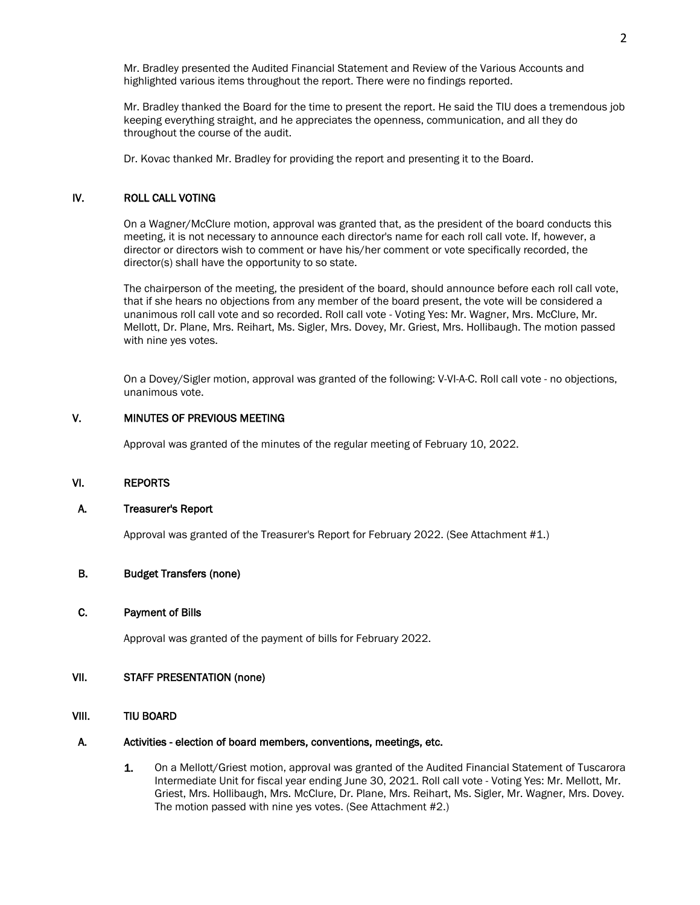Mr. Bradley presented the Audited Financial Statement and Review of the Various Accounts and highlighted various items throughout the report. There were no findings reported.

Mr. Bradley thanked the Board for the time to present the report. He said the TIU does a tremendous job keeping everything straight, and he appreciates the openness, communication, and all they do throughout the course of the audit.

Dr. Kovac thanked Mr. Bradley for providing the report and presenting it to the Board.

## IV. ROLL CALL VOTING

On a Wagner/McClure motion, approval was granted that, as the president of the board conducts this meeting, it is not necessary to announce each director's name for each roll call vote. If, however, a director or directors wish to comment or have his/her comment or vote specifically recorded, the director(s) shall have the opportunity to so state.

The chairperson of the meeting, the president of the board, should announce before each roll call vote, that if she hears no objections from any member of the board present, the vote will be considered a unanimous roll call vote and so recorded. Roll call vote - Voting Yes: Mr. Wagner, Mrs. McClure, Mr. Mellott, Dr. Plane, Mrs. Reihart, Ms. Sigler, Mrs. Dovey, Mr. Griest, Mrs. Hollibaugh. The motion passed with nine yes votes.

On a Dovey/Sigler motion, approval was granted of the following: V-VI-A-C. Roll call vote - no objections, unanimous vote.

## V. MINUTES OF PREVIOUS MEETING

Approval was granted of the minutes of the regular meeting of February 10, 2022.

## VI. REPORTS

### A. Treasurer's Report

Approval was granted of the Treasurer's Report for February 2022. (See Attachment #1.)

### B. Budget Transfers (none)

### C. Payment of Bills

Approval was granted of the payment of bills for February 2022.

## VII. STAFF PRESENTATION (none)

## VIII. TIU BOARD

### A. Activities - election of board members, conventions, meetings, etc.

1. On a Mellott/Griest motion, approval was granted of the Audited Financial Statement of Tuscarora Intermediate Unit for fiscal year ending June 30, 2021. Roll call vote - Voting Yes: Mr. Mellott, Mr. Griest, Mrs. Hollibaugh, Mrs. McClure, Dr. Plane, Mrs. Reihart, Ms. Sigler, Mr. Wagner, Mrs. Dovey. The motion passed with nine yes votes. (See Attachment #2.)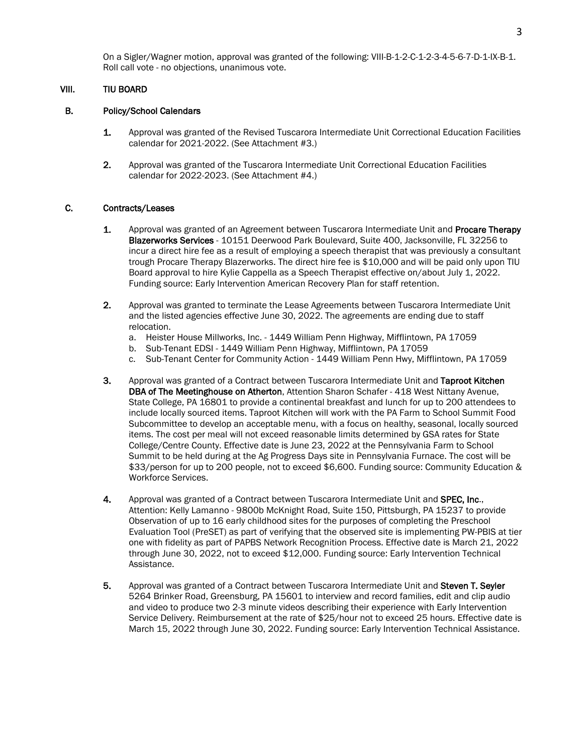On a Sigler/Wagner motion, approval was granted of the following: VIII-B-1-2-C-1-2-3-4-5-6-7-D-1-IX-B-1. Roll call vote - no objections, unanimous vote.

## VIII. TIU BOARD

### B. Policy/School Calendars

1. Approval was granted of the Revised Tuscarora Intermediate Unit Correctional Education Facilities calendar for 2021-2022. (See Attachment #3.)

2. Approval was granted of the Tuscarora Intermediate Unit Correctional Education Facilities calendar for 2022-2023. (See Attachment #4.)

### C. Contracts/Leases

1. Approval was granted of an Agreement between Tuscarora Intermediate Unit and **Procare Therapy Blazerworks Services** - 10151 Deerwood Park Boulevard, Suite 400, Jacksonville, FL 32256 to incur a direct hire fee as a result of employing a speech therapist that was previously a consultant trough Procare Therapy Blazerworks. The direct hire fee is $10,000 and will be paid only upon TIU Board approval to hire Kylie Cappella as a Speech Therapist effective on/about July 1, 2022. Funding source: Early Intervention American Recovery Plan for staff retention.

2. Approval was granted to terminate the Lease Agreements between Tuscarora Intermediate Unit and the listed agencies effective June 30, 2022. The agreements are ending due to staff relocation.
   a. Heister House Millworks, Inc. - 1449 William Penn Highway, Mifflintown, PA 17059
   b. Sub-Tenant EDSI - 1449 William Penn Highway, Mifflintown, PA 17059
   c. Sub-Tenant Center for Community Action - 1449 William Penn Hwy, Mifflintown, PA 17059

3. Approval was granted of a Contract between Tuscarora Intermediate Unit and **Taproot Kitchen DBA of The Meetinghouse on Atherton**, Attention Sharon Schafer - 418 West Nittany Avenue, State College, PA 16801 to provide a continental breakfast and lunch for up to 200 attendees to include locally sourced items. Taproot Kitchen will work with the PA Farm to School Summit Food Subcommittee to develop an acceptable menu, with a focus on healthy, seasonal, locally sourced items. The cost per meal will not exceed reasonable limits determined by GSA rates for State College/Centre County. Effective date is June 23, 2022 at the Pennsylvania Farm to School Summit to be held during at the Ag Progress Days site in Pennsylvania Furnace. The cost will be $33/person for up to 200 people, not to exceed $6,600. Funding source: Community Education & Workforce Services.

4. Approval was granted of a Contract between Tuscarora Intermediate Unit and **SPEC, Inc**., Attention: Kelly Lamanno - 9800b McKnight Road, Suite 150, Pittsburgh, PA 15237 to provide Observation of up to 16 early childhood sites for the purposes of completing the Preschool Evaluation Tool (PreSET) as part of verifying that the observed site is implementing PW-PBIS at tier one with fidelity as part of PAPBS Network Recognition Process. Effective date is March 21, 2022 through June 30, 2022, not to exceed $12,000. Funding source: Early Intervention Technical Assistance.

5. Approval was granted of a Contract between Tuscarora Intermediate Unit and **Steven T. Seyler** 5264 Brinker Road, Greensburg, PA 15601 to interview and record families, edit and clip audio and video to produce two 2-3 minute videos describing their experience with Early Intervention Service Delivery. Reimbursement at the rate of $25/hour not to exceed 25 hours. Effective date is March 15, 2022 through June 30, 2022. Funding source: Early Intervention Technical Assistance.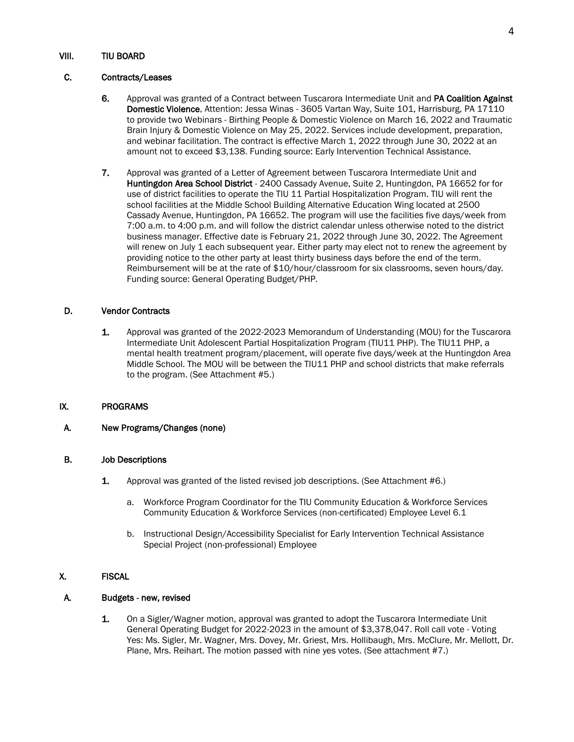## VIII. TIU BOARD

### C. Contracts/Leases

6. Approval was granted of a Contract between Tuscarora Intermediate Unit and **PA Coalition Against Domestic Violence**, Attention: Jessa Winas - 3605 Vartan Way, Suite 101, Harrisburg, PA 17110 to provide two Webinars - Birthing People & Domestic Violence on March 16, 2022 and Traumatic Brain Injury & Domestic Violence on May 25, 2022. Services include development, preparation, and webinar facilitation. The contract is effective March 1, 2022 through June 30, 2022 at an amount not to exceed $3,138. Funding source: Early Intervention Technical Assistance.

7. Approval was granted of a Letter of Agreement between Tuscarora Intermediate Unit and **Huntingdon Area School District** - 2400 Cassady Avenue, Suite 2, Huntingdon, PA 16652 for for use of district facilities to operate the TIU 11 Partial Hospitalization Program. TIU will rent the school facilities at the Middle School Building Alternative Education Wing located at 2500 Cassady Avenue, Huntingdon, PA 16652. The program will use the facilities five days/week from 7:00 a.m. to 4:00 p.m. and will follow the district calendar unless otherwise noted to the district business manager. Effective date is February 21, 2022 through June 30, 2022. The Agreement will renew on July 1 each subsequent year. Either party may elect not to renew the agreement by providing notice to the other party at least thirty business days before the end of the term. Reimbursement will be at the rate of $10/hour/classroom for six classrooms, seven hours/day. Funding source: General Operating Budget/PHP.

### D. Vendor Contracts

1. Approval was granted of the 2022-2023 Memorandum of Understanding (MOU) for the Tuscarora Intermediate Unit Adolescent Partial Hospitalization Program (TIU11 PHP). The TIU11 PHP, a mental health treatment program/placement, will operate five days/week at the Huntingdon Area Middle School. The MOU will be between the TIU11 PHP and school districts that make referrals to the program. (See Attachment #5.)

## IX. PROGRAMS

### A. New Programs/Changes (none)

### B. Job Descriptions

1. Approval was granted of the listed revised job descriptions. (See Attachment #6.)

   a. Workforce Program Coordinator for the TIU Community Education & Workforce Services Community Education & Workforce Services (non-certificated) Employee Level 6.1

   b. Instructional Design/Accessibility Specialist for Early Intervention Technical Assistance Special Project (non-professional) Employee

## X. FISCAL

### A. Budgets - new, revised

1. On a Sigler/Wagner motion, approval was granted to adopt the Tuscarora Intermediate Unit General Operating Budget for 2022-2023 in the amount of $3,378,047. Roll call vote - Voting Yes: Ms. Sigler, Mr. Wagner, Mrs. Dovey, Mr. Griest, Mrs. Hollibaugh, Mrs. McClure, Mr. Mellott, Dr. Plane, Mrs. Reihart. The motion passed with nine yes votes. (See attachment #7.)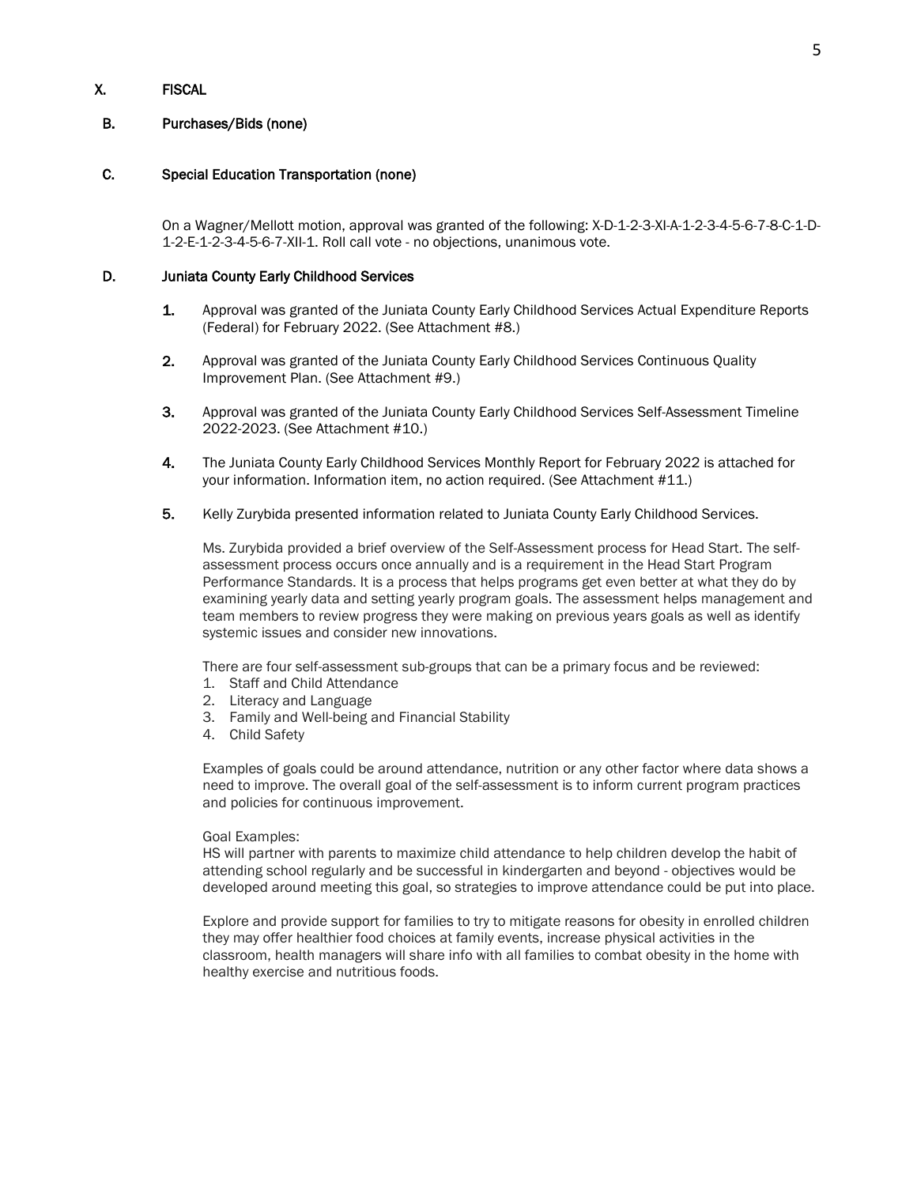## X. FISCAL

### B. Purchases/Bids (none)

### C. Special Education Transportation (none)

On a Wagner/Mellott motion, approval was granted of the following: X-D-1-2-3-XI-A-1-2-3-4-5-6-7-8-C-1-D-1-2-E-1-2-3-4-5-6-7-XII-1. Roll call vote - no objections, unanimous vote.

### D. Juniata County Early Childhood Services

**1.** Approval was granted of the Juniata County Early Childhood Services Actual Expenditure Reports (Federal) for February 2022. (See Attachment #8.)

**2.** Approval was granted of the Juniata County Early Childhood Services Continuous Quality Improvement Plan. (See Attachment #9.)

**3.** Approval was granted of the Juniata County Early Childhood Services Self-Assessment Timeline 2022-2023. (See Attachment #10.)

**4.** The Juniata County Early Childhood Services Monthly Report for February 2022 is attached for your information. Information item, no action required. (See Attachment #11.)

**5.** Kelly Zurybida presented information related to Juniata County Early Childhood Services.

Ms. Zurybida provided a brief overview of the Self-Assessment process for Head Start. The self-assessment process occurs once annually and is a requirement in the Head Start Program Performance Standards. It is a process that helps programs get even better at what they do by examining yearly data and setting yearly program goals. The assessment helps management and team members to review progress they were making on previous years goals as well as identify systemic issues and consider new innovations.

There are four self-assessment sub-groups that can be a primary focus and be reviewed:

1. Staff and Child Attendance
2. Literacy and Language
3. Family and Well-being and Financial Stability
4. Child Safety

Examples of goals could be around attendance, nutrition or any other factor where data shows a need to improve. The overall goal of the self-assessment is to inform current program practices and policies for continuous improvement.

Goal Examples:
HS will partner with parents to maximize child attendance to help children develop the habit of attending school regularly and be successful in kindergarten and beyond - objectives would be developed around meeting this goal, so strategies to improve attendance could be put into place.

Explore and provide support for families to try to mitigate reasons for obesity in enrolled children they may offer healthier food choices at family events, increase physical activities in the classroom, health managers will share info with all families to combat obesity in the home with healthy exercise and nutritious foods.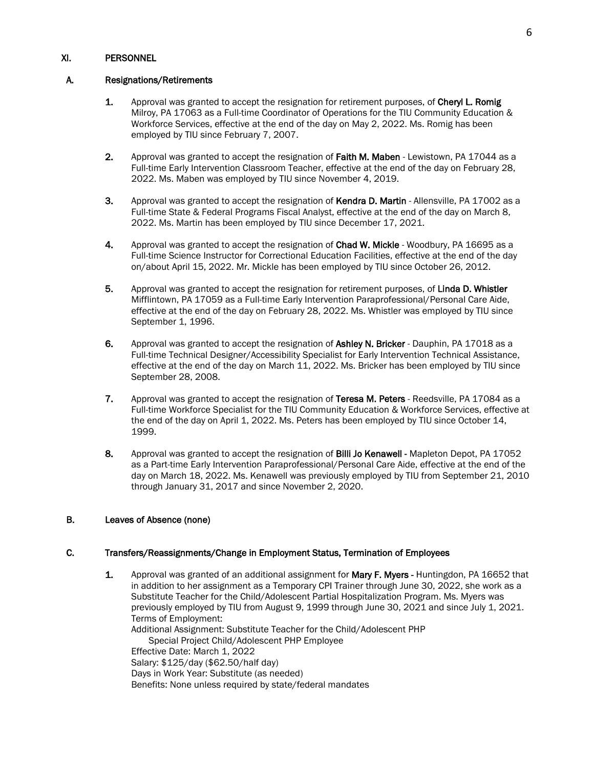## XI. PERSONNEL

### A. Resignations/Retirements

1. Approval was granted to accept the resignation for retirement purposes, of **Cheryl L. Romig** Milroy, PA 17063 as a Full-time Coordinator of Operations for the TIU Community Education & Workforce Services, effective at the end of the day on May 2, 2022. Ms. Romig has been employed by TIU since February 7, 2007.

2. Approval was granted to accept the resignation of **Faith M. Maben** - Lewistown, PA 17044 as a Full-time Early Intervention Classroom Teacher, effective at the end of the day on February 28, 2022. Ms. Maben was employed by TIU since November 4, 2019.

3. Approval was granted to accept the resignation of **Kendra D. Martin** - Allensville, PA 17002 as a Full-time State & Federal Programs Fiscal Analyst, effective at the end of the day on March 8, 2022. Ms. Martin has been employed by TIU since December 17, 2021.

4. Approval was granted to accept the resignation of **Chad W. Mickle** - Woodbury, PA 16695 as a Full-time Science Instructor for Correctional Education Facilities, effective at the end of the day on/about April 15, 2022. Mr. Mickle has been employed by TIU since October 26, 2012.

5. Approval was granted to accept the resignation for retirement purposes, of **Linda D. Whistler** Mifflintown, PA 17059 as a Full-time Early Intervention Paraprofessional/Personal Care Aide, effective at the end of the day on February 28, 2022. Ms. Whistler was employed by TIU since September 1, 1996.

6. Approval was granted to accept the resignation of **Ashley N. Bricker** - Dauphin, PA 17018 as a Full-time Technical Designer/Accessibility Specialist for Early Intervention Technical Assistance, effective at the end of the day on March 11, 2022. Ms. Bricker has been employed by TIU since September 28, 2008.

7. Approval was granted to accept the resignation of **Teresa M. Peters** - Reedsville, PA 17084 as a Full-time Workforce Specialist for the TIU Community Education & Workforce Services, effective at the end of the day on April 1, 2022. Ms. Peters has been employed by TIU since October 14, 1999.

8. Approval was granted to accept the resignation of **Billi Jo Kenawell -** Mapleton Depot, PA 17052 as a Part-time Early Intervention Paraprofessional/Personal Care Aide, effective at the end of the day on March 18, 2022. Ms. Kenawell was previously employed by TIU from September 21, 2010 through January 31, 2017 and since November 2, 2020.

### B. Leaves of Absence (none)

### C. Transfers/Reassignments/Change in Employment Status, Termination of Employees

1. Approval was granted of an additional assignment for **Mary F. Myers -** Huntingdon, PA 16652 that in addition to her assignment as a Temporary CPI Trainer through June 30, 2022, she work as a Substitute Teacher for the Child/Adolescent Partial Hospitalization Program. Ms. Myers was previously employed by TIU from August 9, 1999 through June 30, 2021 and since July 1, 2021.
   Terms of Employment:
   Additional Assignment: Substitute Teacher for the Child/Adolescent PHP
   Special Project Child/Adolescent PHP Employee
   Effective Date: March 1, 2022
   Salary: $125/day ($62.50/half day)
   Days in Work Year: Substitute (as needed)
   Benefits: None unless required by state/federal mandates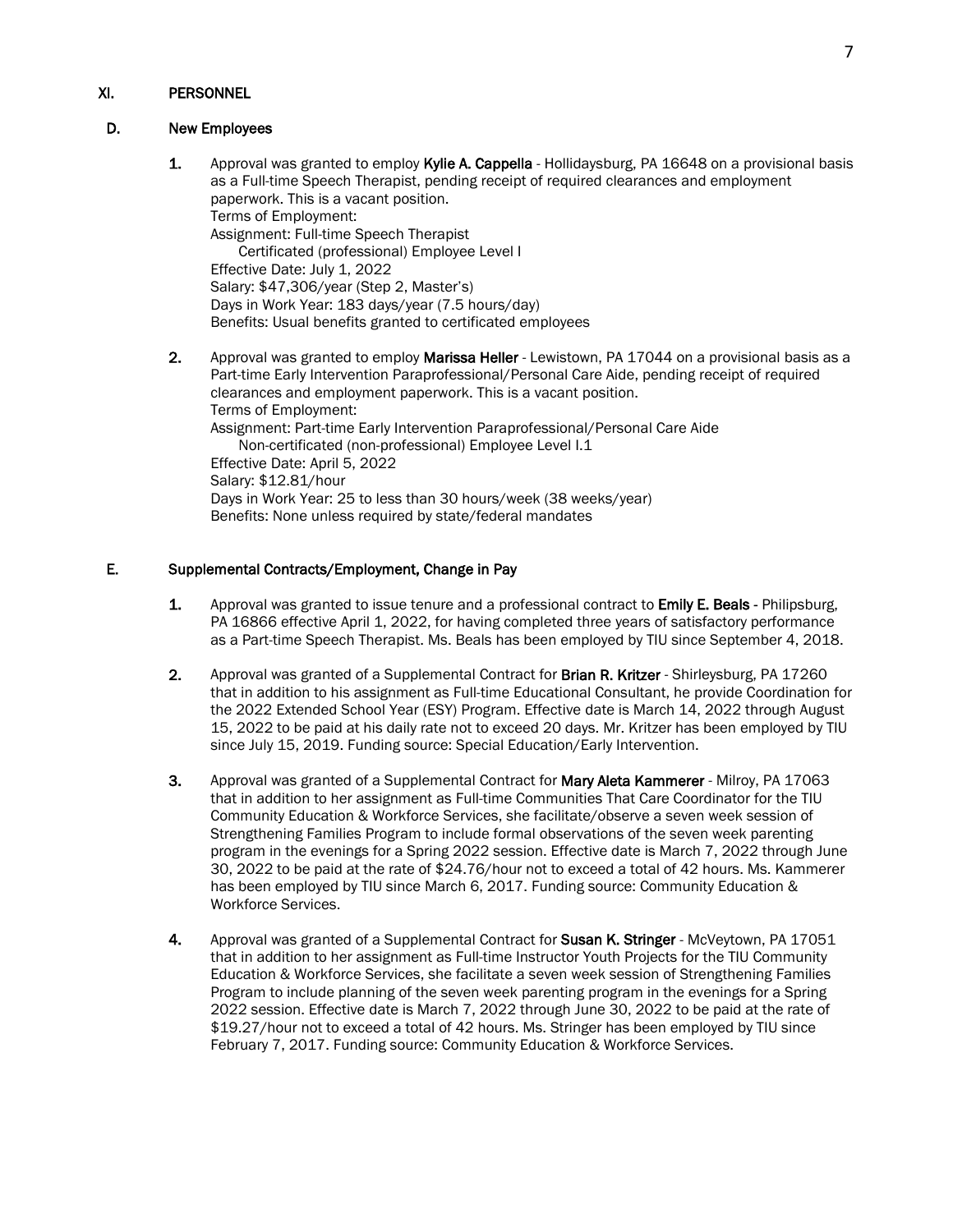## XI. PERSONNEL

### D. New Employees

1. Approval was granted to employ **Kylie A. Cappella** - Hollidaysburg, PA 16648 on a provisional basis as a Full-time Speech Therapist, pending receipt of required clearances and employment paperwork. This is a vacant position.
   Terms of Employment:
   Assignment: Full-time Speech Therapist
   Certificated (professional) Employee Level I
   Effective Date: July 1, 2022
   Salary: $47,306/year (Step 2, Master's)
   Days in Work Year: 183 days/year (7.5 hours/day)
   Benefits: Usual benefits granted to certificated employees

2. Approval was granted to employ **Marissa Heller** - Lewistown, PA 17044 on a provisional basis as a Part-time Early Intervention Paraprofessional/Personal Care Aide, pending receipt of required clearances and employment paperwork. This is a vacant position.
   Terms of Employment:
   Assignment: Part-time Early Intervention Paraprofessional/Personal Care Aide
   Non-certificated (non-professional) Employee Level I.1
   Effective Date: April 5, 2022
   Salary: $12.81/hour
   Days in Work Year: 25 to less than 30 hours/week (38 weeks/year)
   Benefits: None unless required by state/federal mandates

### E. Supplemental Contracts/Employment, Change in Pay

1. Approval was granted to issue tenure and a professional contract to **Emily E. Beals** - Philipsburg, PA 16866 effective April 1, 2022, for having completed three years of satisfactory performance as a Part-time Speech Therapist. Ms. Beals has been employed by TIU since September 4, 2018.

2. Approval was granted of a Supplemental Contract for **Brian R. Kritzer** - Shirleysburg, PA 17260 that in addition to his assignment as Full-time Educational Consultant, he provide Coordination for the 2022 Extended School Year (ESY) Program. Effective date is March 14, 2022 through August 15, 2022 to be paid at his daily rate not to exceed 20 days. Mr. Kritzer has been employed by TIU since July 15, 2019. Funding source: Special Education/Early Intervention.

3. Approval was granted of a Supplemental Contract for **Mary Aleta Kammerer** - Milroy, PA 17063 that in addition to her assignment as Full-time Communities That Care Coordinator for the TIU Community Education & Workforce Services, she facilitate/observe a seven week session of Strengthening Families Program to include formal observations of the seven week parenting program in the evenings for a Spring 2022 session. Effective date is March 7, 2022 through June 30, 2022 to be paid at the rate of $24.76/hour not to exceed a total of 42 hours. Ms. Kammerer has been employed by TIU since March 6, 2017. Funding source: Community Education & Workforce Services.

4. Approval was granted of a Supplemental Contract for **Susan K. Stringer** - McVeytown, PA 17051 that in addition to her assignment as Full-time Instructor Youth Projects for the TIU Community Education & Workforce Services, she facilitate a seven week session of Strengthening Families Program to include planning of the seven week parenting program in the evenings for a Spring 2022 session. Effective date is March 7, 2022 through June 30, 2022 to be paid at the rate of $19.27/hour not to exceed a total of 42 hours. Ms. Stringer has been employed by TIU since February 7, 2017. Funding source: Community Education & Workforce Services.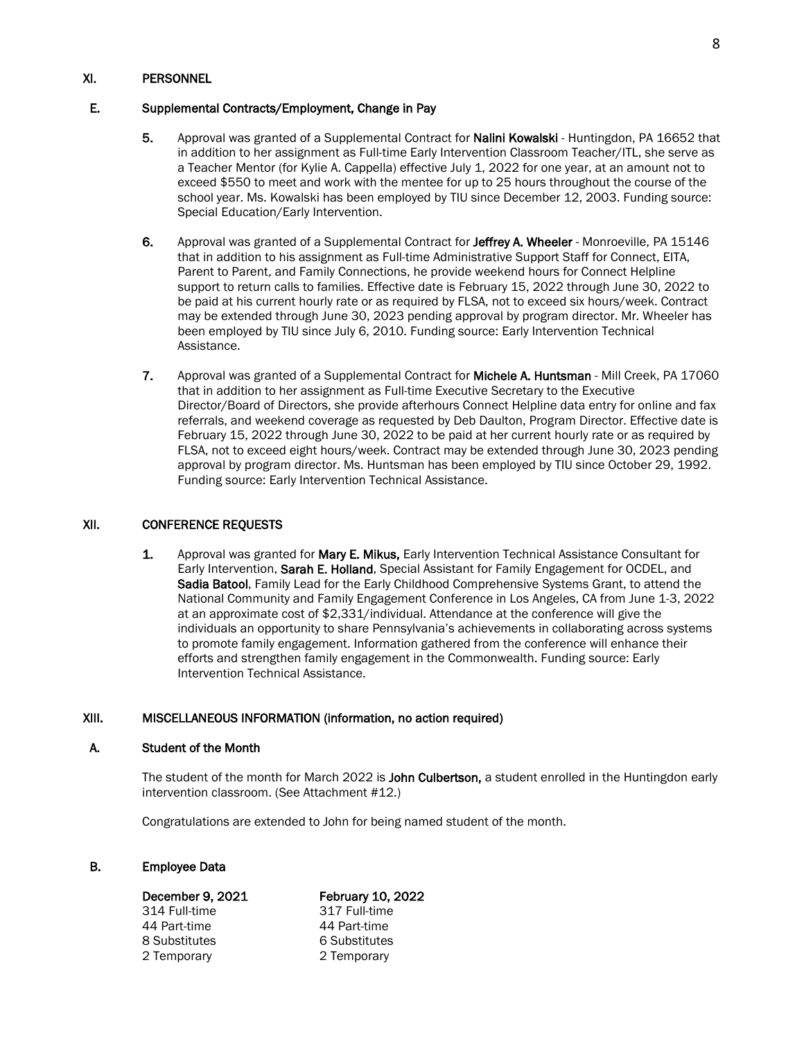## XI. PERSONNEL

### E. Supplemental Contracts/Employment, Change in Pay

5. Approval was granted of a Supplemental Contract for **Nalini Kowalski** - Huntingdon, PA 16652 that in addition to her assignment as Full-time Early Intervention Classroom Teacher/ITL, she serve as a Teacher Mentor (for Kylie A. Cappella) effective July 1, 2022 for one year, at an amount not to exceed $550 to meet and work with the mentee for up to 25 hours throughout the course of the school year. Ms. Kowalski has been employed by TIU since December 12, 2003. Funding source: Special Education/Early Intervention.

6. Approval was granted of a Supplemental Contract for **Jeffrey A. Wheeler** - Monroeville, PA 15146 that in addition to his assignment as Full-time Administrative Support Staff for Connect, EITA, Parent to Parent, and Family Connections, he provide weekend hours for Connect Helpline support to return calls to families. Effective date is February 15, 2022 through June 30, 2022 to be paid at his current hourly rate or as required by FLSA, not to exceed six hours/week. Contract may be extended through June 30, 2023 pending approval by program director. Mr. Wheeler has been employed by TIU since July 6, 2010. Funding source: Early Intervention Technical Assistance.

7. Approval was granted of a Supplemental Contract for **Michele A. Huntsman** - Mill Creek, PA 17060 that in addition to her assignment as Full-time Executive Secretary to the Executive Director/Board of Directors, she provide afterhours Connect Helpline data entry for online and fax referrals, and weekend coverage as requested by Deb Daulton, Program Director. Effective date is February 15, 2022 through June 30, 2022 to be paid at her current hourly rate or as required by FLSA, not to exceed eight hours/week. Contract may be extended through June 30, 2023 pending approval by program director. Ms. Huntsman has been employed by TIU since October 29, 1992. Funding source: Early Intervention Technical Assistance.

## XII. CONFERENCE REQUESTS

1. Approval was granted for **Mary E. Mikus,** Early Intervention Technical Assistance Consultant for Early Intervention, **Sarah E. Holland**, Special Assistant for Family Engagement for OCDEL, and **Sadia Batool**, Family Lead for the Early Childhood Comprehensive Systems Grant, to attend the National Community and Family Engagement Conference in Los Angeles, CA from June 1-3, 2022 at an approximate cost of $2,331/individual. Attendance at the conference will give the individuals an opportunity to share Pennsylvania's achievements in collaborating across systems to promote family engagement. Information gathered from the conference will enhance their efforts and strengthen family engagement in the Commonwealth. Funding source: Early Intervention Technical Assistance.

## XIII. MISCELLANEOUS INFORMATION (information, no action required)

### A. Student of the Month

The student of the month for March 2022 is **John Culbertson,** a student enrolled in the Huntingdon early intervention classroom. (See Attachment #12.)

Congratulations are extended to John for being named student of the month.

### B. Employee Data

| December 9, 2021 | February 10, 2022 |
|---|---|
| 314 Full-time | 317 Full-time |
| 44 Part-time | 44 Part-time |
| 8 Substitutes | 6 Substitutes |
| 2 Temporary | 2 Temporary |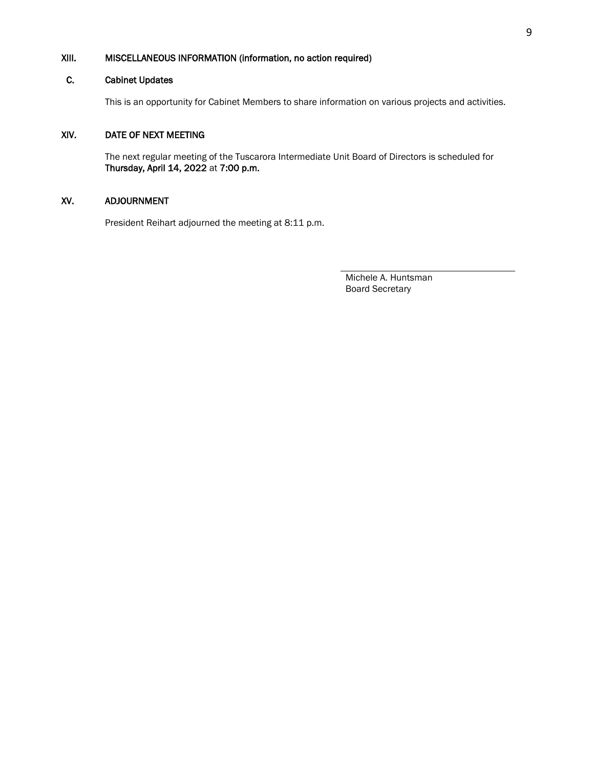## XIII. MISCELLANEOUS INFORMATION (information, no action required)

### C. Cabinet Updates

This is an opportunity for Cabinet Members to share information on various projects and activities.

## XIV. DATE OF NEXT MEETING

The next regular meeting of the Tuscarora Intermediate Unit Board of Directors is scheduled for **Thursday, April 14, 2022** at **7:00 p.m.**

## XV. ADJOURNMENT

President Reihart adjourned the meeting at 8:11 p.m.

\_\_\_\_\_\_\_\_\_\_\_\_\_\_\_\_\_\_\_\_\_\_\_\_\_\_\_\_\_\_\_\_

Michele A. Huntsman
Board Secretary